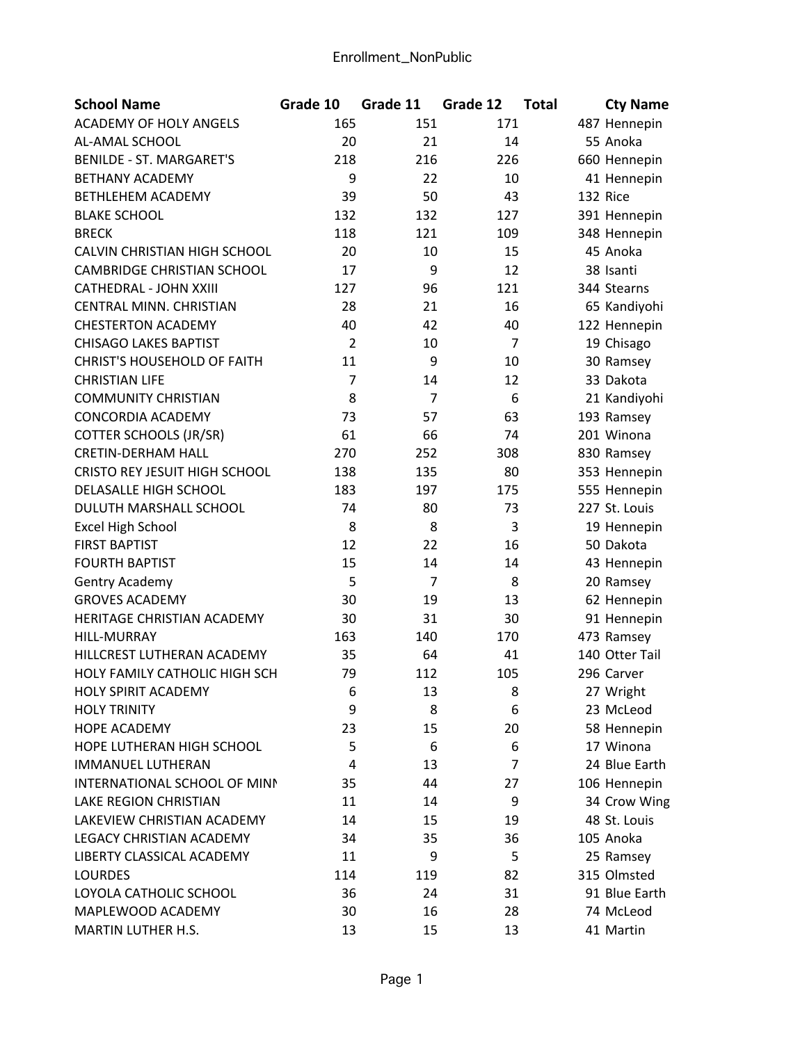# Enrollment_NonPublic

| School Name | Grade 10 | Grade 11 | Grade 12 | Total | Cty Name |
|---|---|---|---|---|---|
| ACADEMY OF HOLY ANGELS | 165 | 151 | 171 | 487 | Hennepin |
| AL-AMAL SCHOOL | 20 | 21 | 14 | 55 | Anoka |
| BENILDE - ST. MARGARET'S | 218 | 216 | 226 | 660 | Hennepin |
| BETHANY ACADEMY | 9 | 22 | 10 | 41 | Hennepin |
| BETHLEHEM ACADEMY | 39 | 50 | 43 | 132 | Rice |
| BLAKE SCHOOL | 132 | 132 | 127 | 391 | Hennepin |
| BRECK | 118 | 121 | 109 | 348 | Hennepin |
| CALVIN CHRISTIAN HIGH SCHOOL | 20 | 10 | 15 | 45 | Anoka |
| CAMBRIDGE CHRISTIAN SCHOOL | 17 | 9 | 12 | 38 | Isanti |
| CATHEDRAL - JOHN XXIII | 127 | 96 | 121 | 344 | Stearns |
| CENTRAL MINN. CHRISTIAN | 28 | 21 | 16 | 65 | Kandiyohi |
| CHESTERTON ACADEMY | 40 | 42 | 40 | 122 | Hennepin |
| CHISAGO LAKES BAPTIST | 2 | 10 | 7 | 19 | Chisago |
| CHRIST'S HOUSEHOLD OF FAITH | 11 | 9 | 10 | 30 | Ramsey |
| CHRISTIAN LIFE | 7 | 14 | 12 | 33 | Dakota |
| COMMUNITY CHRISTIAN | 8 | 7 | 6 | 21 | Kandiyohi |
| CONCORDIA ACADEMY | 73 | 57 | 63 | 193 | Ramsey |
| COTTER SCHOOLS (JR/SR) | 61 | 66 | 74 | 201 | Winona |
| CRETIN-DERHAM HALL | 270 | 252 | 308 | 830 | Ramsey |
| CRISTO REY JESUIT HIGH SCHOOL | 138 | 135 | 80 | 353 | Hennepin |
| DELASALLE HIGH SCHOOL | 183 | 197 | 175 | 555 | Hennepin |
| DULUTH MARSHALL SCHOOL | 74 | 80 | 73 | 227 | St. Louis |
| Excel High School | 8 | 8 | 3 | 19 | Hennepin |
| FIRST BAPTIST | 12 | 22 | 16 | 50 | Dakota |
| FOURTH BAPTIST | 15 | 14 | 14 | 43 | Hennepin |
| Gentry Academy | 5 | 7 | 8 | 20 | Ramsey |
| GROVES ACADEMY | 30 | 19 | 13 | 62 | Hennepin |
| HERITAGE CHRISTIAN ACADEMY | 30 | 31 | 30 | 91 | Hennepin |
| HILL-MURRAY | 163 | 140 | 170 | 473 | Ramsey |
| HILLCREST LUTHERAN ACADEMY | 35 | 64 | 41 | 140 | Otter Tail |
| HOLY FAMILY CATHOLIC HIGH SCH | 79 | 112 | 105 | 296 | Carver |
| HOLY SPIRIT ACADEMY | 6 | 13 | 8 | 27 | Wright |
| HOLY TRINITY | 9 | 8 | 6 | 23 | McLeod |
| HOPE ACADEMY | 23 | 15 | 20 | 58 | Hennepin |
| HOPE LUTHERAN HIGH SCHOOL | 5 | 6 | 6 | 17 | Winona |
| IMMANUEL LUTHERAN | 4 | 13 | 7 | 24 | Blue Earth |
| INTERNATIONAL SCHOOL OF MINN | 35 | 44 | 27 | 106 | Hennepin |
| LAKE REGION CHRISTIAN | 11 | 14 | 9 | 34 | Crow Wing |
| LAKEVIEW CHRISTIAN ACADEMY | 14 | 15 | 19 | 48 | St. Louis |
| LEGACY CHRISTIAN ACADEMY | 34 | 35 | 36 | 105 | Anoka |
| LIBERTY CLASSICAL ACADEMY | 11 | 9 | 5 | 25 | Ramsey |
| LOURDES | 114 | 119 | 82 | 315 | Olmsted |
| LOYOLA CATHOLIC SCHOOL | 36 | 24 | 31 | 91 | Blue Earth |
| MAPLEWOOD ACADEMY | 30 | 16 | 28 | 74 | McLeod |
| MARTIN LUTHER H.S. | 13 | 15 | 13 | 41 | Martin |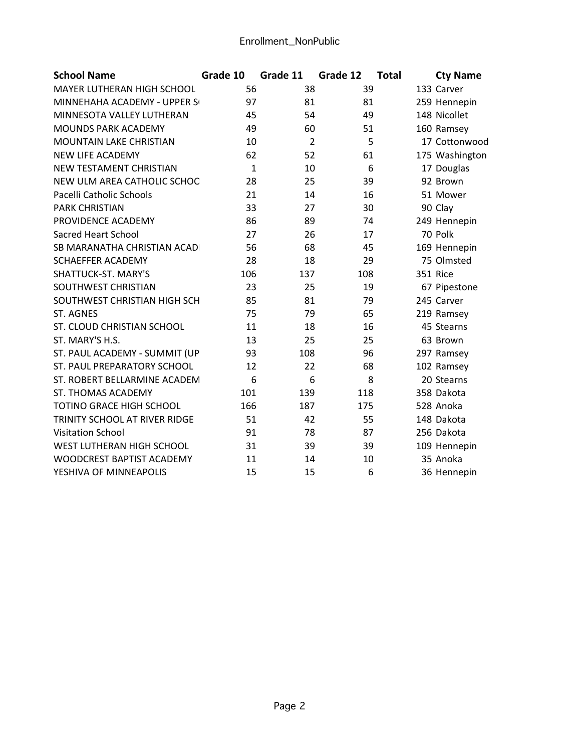| School Name | Grade 10 | Grade 11 | Grade 12 | Total | Cty Name |
|---|---|---|---|---|---|
| MAYER LUTHERAN HIGH SCHOOL | 56 | 38 | 39 | 133 | Carver |
| MINNEHAHA ACADEMY - UPPER S | 97 | 81 | 81 | 259 | Hennepin |
| MINNESOTA VALLEY LUTHERAN | 45 | 54 | 49 | 148 | Nicollet |
| MOUNDS PARK ACADEMY | 49 | 60 | 51 | 160 | Ramsey |
| MOUNTAIN LAKE CHRISTIAN | 10 | 2 | 5 | 17 | Cottonwood |
| NEW LIFE ACADEMY | 62 | 52 | 61 | 175 | Washington |
| NEW TESTAMENT CHRISTIAN | 1 | 10 | 6 | 17 | Douglas |
| NEW ULM AREA CATHOLIC SCHOO | 28 | 25 | 39 | 92 | Brown |
| Pacelli Catholic Schools | 21 | 14 | 16 | 51 | Mower |
| PARK CHRISTIAN | 33 | 27 | 30 | 90 | Clay |
| PROVIDENCE ACADEMY | 86 | 89 | 74 | 249 | Hennepin |
| Sacred Heart School | 27 | 26 | 17 | 70 | Polk |
| SB MARANATHA CHRISTIAN ACAD | 56 | 68 | 45 | 169 | Hennepin |
| SCHAEFFER ACADEMY | 28 | 18 | 29 | 75 | Olmsted |
| SHATTUCK-ST. MARY'S | 106 | 137 | 108 | 351 | Rice |
| SOUTHWEST CHRISTIAN | 23 | 25 | 19 | 67 | Pipestone |
| SOUTHWEST CHRISTIAN HIGH SCH | 85 | 81 | 79 | 245 | Carver |
| ST. AGNES | 75 | 79 | 65 | 219 | Ramsey |
| ST. CLOUD CHRISTIAN SCHOOL | 11 | 18 | 16 | 45 | Stearns |
| ST. MARY'S H.S. | 13 | 25 | 25 | 63 | Brown |
| ST. PAUL ACADEMY - SUMMIT (UP | 93 | 108 | 96 | 297 | Ramsey |
| ST. PAUL PREPARATORY SCHOOL | 12 | 22 | 68 | 102 | Ramsey |
| ST. ROBERT BELLARMINE ACADEM | 6 | 6 | 8 | 20 | Stearns |
| ST. THOMAS ACADEMY | 101 | 139 | 118 | 358 | Dakota |
| TOTINO GRACE HIGH SCHOOL | 166 | 187 | 175 | 528 | Anoka |
| TRINITY SCHOOL AT RIVER RIDGE | 51 | 42 | 55 | 148 | Dakota |
| Visitation School | 91 | 78 | 87 | 256 | Dakota |
| WEST LUTHERAN HIGH SCHOOL | 31 | 39 | 39 | 109 | Hennepin |
| WOODCREST BAPTIST ACADEMY | 11 | 14 | 10 | 35 | Anoka |
| YESHIVA OF MINNEAPOLIS | 15 | 15 | 6 | 36 | Hennepin |